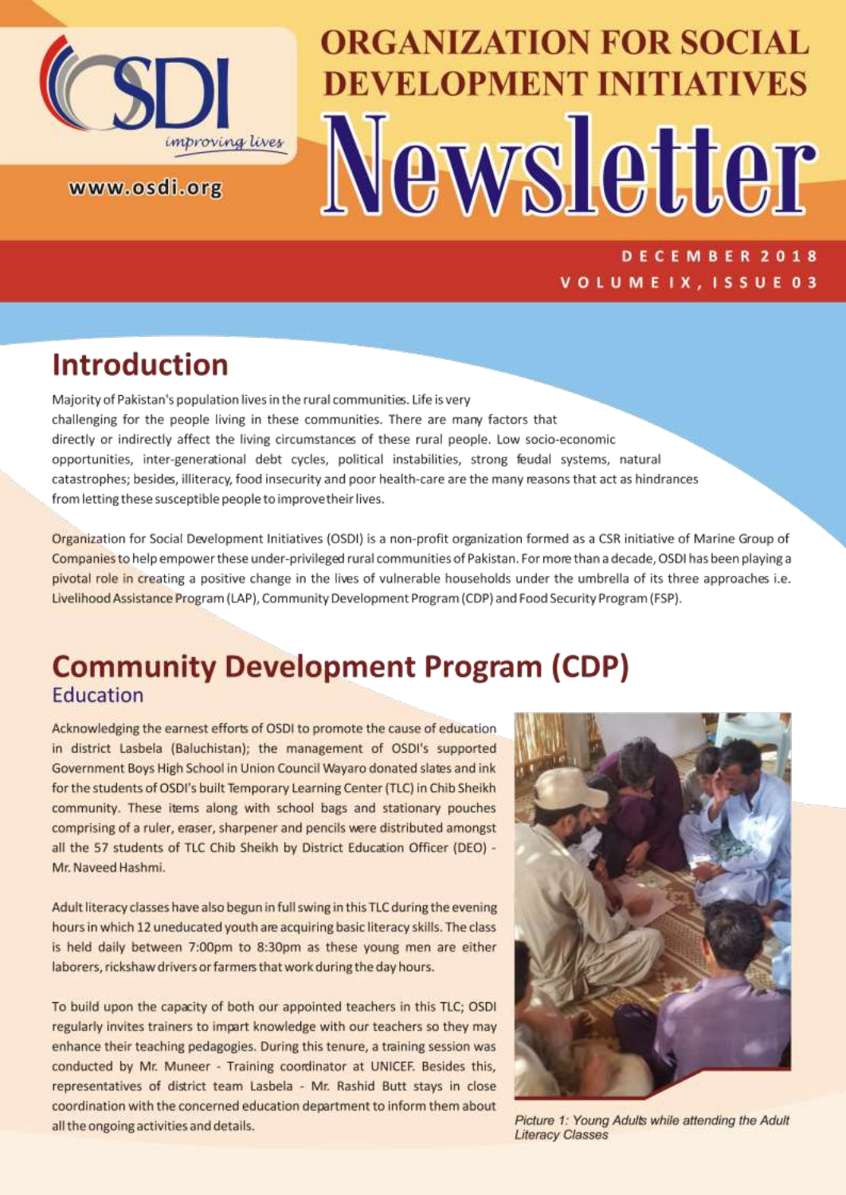# ORGANIZATION FOR SOCIAL DEVELOPMENT INITIATIVES Newsletter

OSDI *improving lives*

www.osdi.org

DECEMBER 2018
VOLUME IX, ISSUE 03

## Introduction

Majority of Pakistan's population lives in the rural communities. Life is very challenging for the people living in these communities. There are many factors that directly or indirectly affect the living circumstances of these rural people. Low socio-economic opportunities, inter-generational debt cycles, political instabilities, strong feudal systems, natural catastrophes; besides, illiteracy, food insecurity and poor health-care are the many reasons that act as hindrances from letting these susceptible people to improve their lives.

Organization for Social Development Initiatives (OSDI) is a non-profit organization formed as a CSR initiative of Marine Group of Companies to help empower these under-privileged rural communities of Pakistan. For more than a decade, OSDI has been playing a pivotal role in creating a positive change in the lives of vulnerable households under the umbrella of its three approaches i.e. Livelihood Assistance Program (LAP), Community Development Program (CDP) and Food Security Program (FSP).

## Community Development Program (CDP)

### Education

Acknowledging the earnest efforts of OSDI to promote the cause of education in district Lasbela (Baluchistan); the management of OSDI's supported Government Boys High School in Union Council Wayaro donated slates and ink for the students of OSDI's built Temporary Learning Center (TLC) in Chib Sheikh community. These items along with school bags and stationary pouches comprising of a ruler, eraser, sharpener and pencils were distributed amongst all the 57 students of TLC Chib Sheikh by District Education Officer (DEO) - Mr. Naveed Hashmi.

Adult literacy classes have also begun in full swing in this TLC during the evening hours in which 12 uneducated youth are acquiring basic literacy skills. The class is held daily between 7:00pm to 8:30pm as these young men are either laborers, rickshaw drivers or farmers that work during the day hours.

To build upon the capacity of both our appointed teachers in this TLC; OSDI regularly invites trainers to impart knowledge with our teachers so they may enhance their teaching pedagogies. During this tenure, a training session was conducted by Mr. Muneer - Training coordinator at UNICEF. Besides this, representatives of district team Lasbela - Mr. Rashid Butt stays in close coordination with the concerned education department to inform them about all the ongoing activities and details.

*Picture 1: Young Adults while attending the Adult Literacy Classes*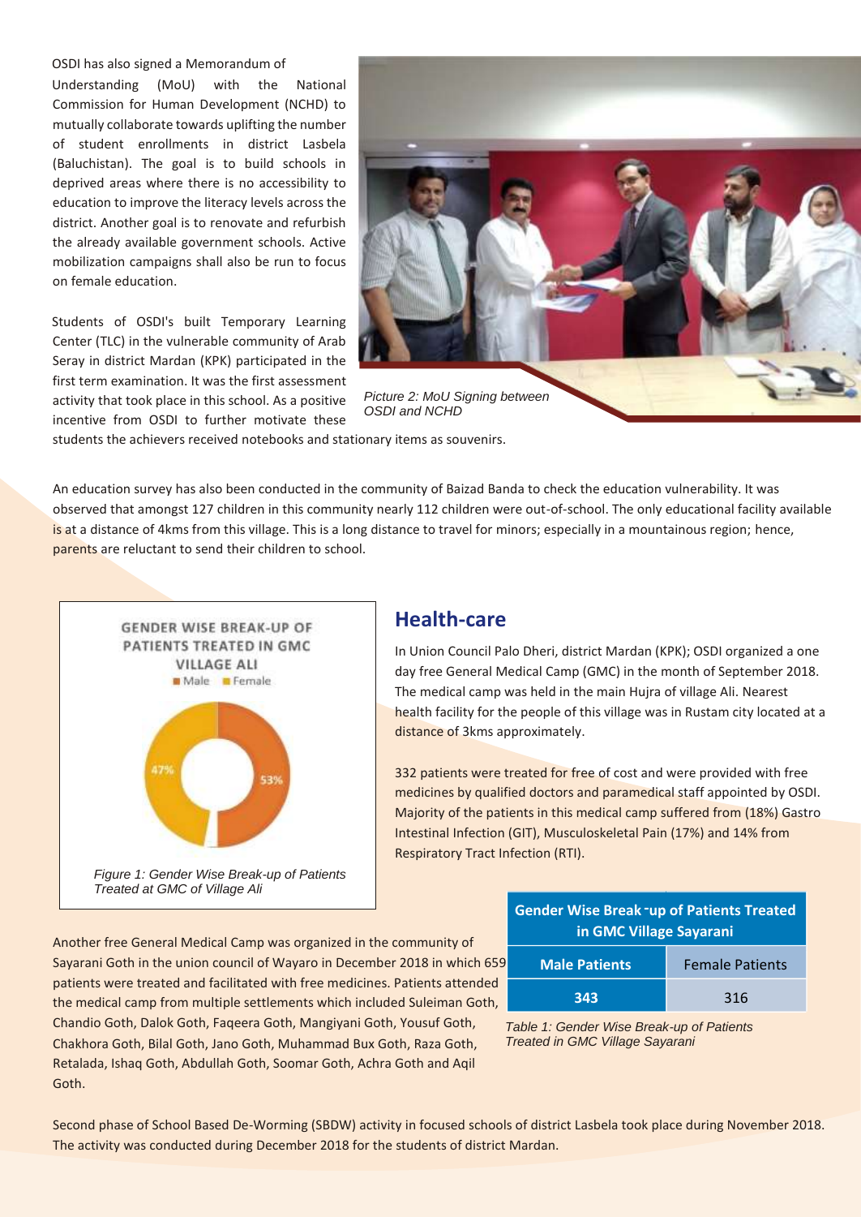OSDI has also signed a Memorandum of Understanding (MoU) with the National Commission for Human Development (NCHD) to mutually collaborate towards uplifting the number of student enrollments in district Lasbela (Baluchistan). The goal is to build schools in deprived areas where there is no accessibility to education to improve the literacy levels across the district. Another goal is to renovate and refurbish the already available government schools. Active mobilization campaigns shall also be run to focus on female education.

*Picture 2: MoU Signing between OSDI and NCHD*

Students of OSDI's built Temporary Learning Center (TLC) in the vulnerable community of Arab Seray in district Mardan (KPK) participated in the first term examination. It was the first assessment activity that took place in this school. As a positive incentive from OSDI to further motivate these students the achievers received notebooks and stationary items as souvenirs.

An education survey has also been conducted in the community of Baizad Banda to check the education vulnerability. It was observed that amongst 127 children in this community nearly 112 children were out-of-school. The only educational facility available is at a distance of 4kms from this village. This is a long distance to travel for minors; especially in a mountainous region; hence, parents are reluctant to send their children to school.

## Health-care

In Union Council Palo Dheri, district Mardan (KPK); OSDI organized a one day free General Medical Camp (GMC) in the month of September 2018. The medical camp was held in the main Hujra of village Ali. Nearest health facility for the people of this village was in Rustam city located at a distance of 3kms approximately.

332 patients were treated for free of cost and were provided with free medicines by qualified doctors and paramedical staff appointed by OSDI. Majority of the patients in this medical camp suffered from (18%) Gastro Intestinal Infection (GIT), Musculoskeletal Pain (17%) and 14% from Respiratory Tract Infection (RTI).

GENDER WISE BREAK-UP OF PATIENTS TREATED IN GMC VILLAGE ALI

Male 53%, Female 47%

*Figure 1: Gender Wise Break-up of Patients Treated at GMC of Village Ali*

Another free General Medical Camp was organized in the community of Sayarani Goth in the union council of Wayaro in December 2018 in which 659 patients were treated and facilitated with free medicines. Patients attended the medical camp from multiple settlements which included Suleiman Goth, Chandio Goth, Dalok Goth, Faqeera Goth, Mangiyani Goth, Yousuf Goth, Chakhora Goth, Bilal Goth, Jano Goth, Muhammad Bux Goth, Raza Goth, Retalada, Ishaq Goth, Abdullah Goth, Soomar Goth, Achra Goth and Aqil Goth.

| Gender Wise Break-up of Patients Treated in GMC Village Sayarani | |
|---|---|
| **Male Patients** | Female Patients |
| **343** | 316 |

*Table 1: Gender Wise Break-up of Patients Treated in GMC Village Sayarani*

Second phase of School Based De-Worming (SBDW) activity in focused schools of district Lasbela took place during November 2018. The activity was conducted during December 2018 for the students of district Mardan.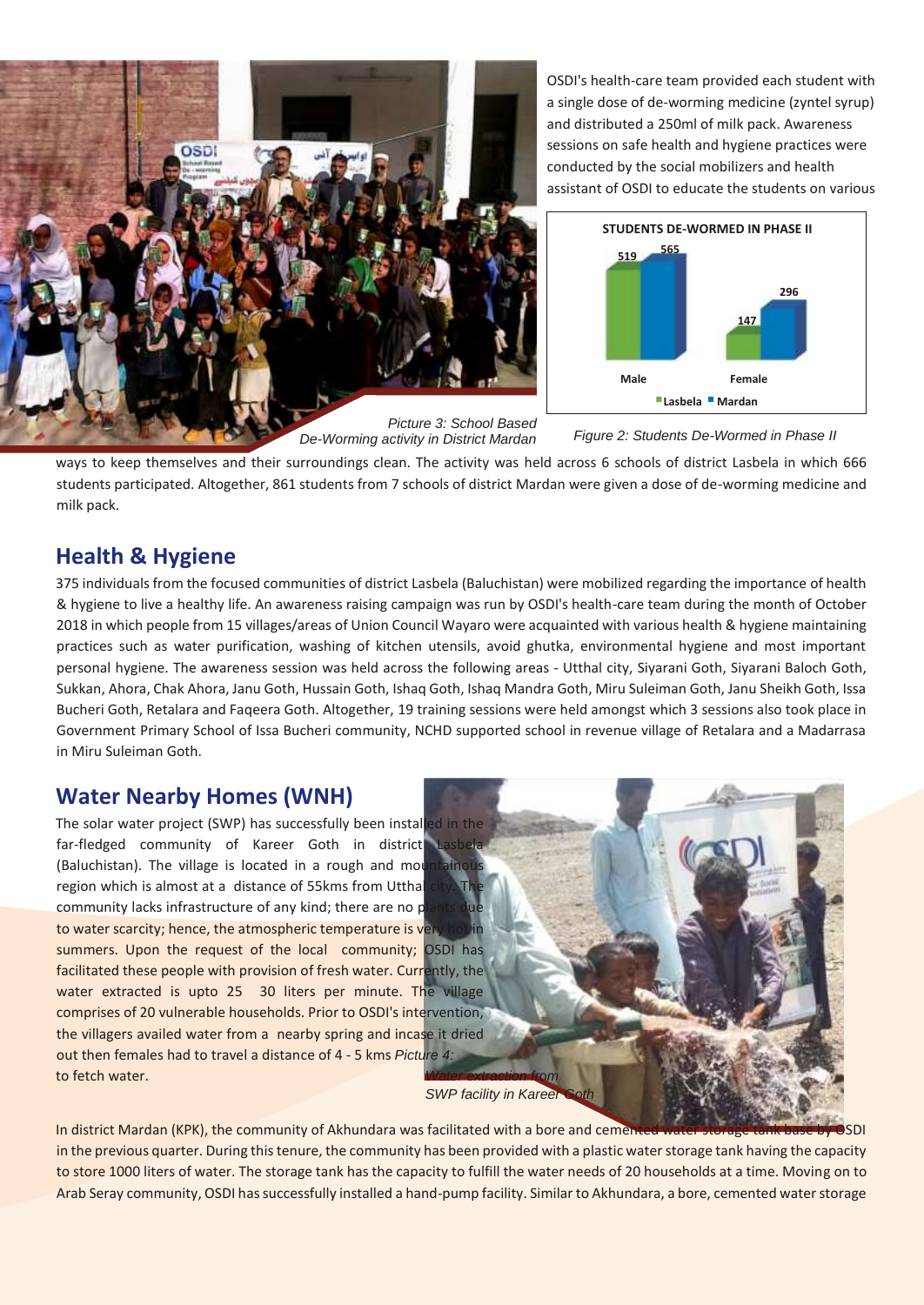OSDI's health-care team provided each student with a single dose of de-worming medicine (zyntel syrup) and distributed a 250ml of milk pack. Awareness sessions on safe health and hygiene practices were conducted by the social mobilizers and health assistant of OSDI to educate the students on various ways to keep themselves and their surroundings clean. The activity was held across 6 schools of district Lasbela in which 666 students participated. Altogether, 861 students from 7 schools of district Mardan were given a dose of de-worming medicine and milk pack.

*Picture 3: School Based De-Worming activity in District Mardan*

**STUDENTS DE-WORMED IN PHASE II**

| | Lasbela | Mardan |
|---|---|---|
| Male | 519 | 565 |
| Female | 147 | 296 |

*Figure 2: Students De-Wormed in Phase II*

## Health & Hygiene

375 individuals from the focused communities of district Lasbela (Baluchistan) were mobilized regarding the importance of health & hygiene to live a healthy life. An awareness raising campaign was run by OSDI's health-care team during the month of October 2018 in which people from 15 villages/areas of Union Council Wayaro were acquainted with various health & hygiene maintaining practices such as water purification, washing of kitchen utensils, avoid ghutka, environmental hygiene and most important personal hygiene. The awareness session was held across the following areas - Utthal city, Siyarani Goth, Siyarani Baloch Goth, Sukkan, Ahora, Chak Ahora, Janu Goth, Hussain Goth, Ishaq Goth, Ishaq Mandra Goth, Miru Suleiman Goth, Janu Sheikh Goth, Issa Bucheri Goth, Retalara and Faqeera Goth. Altogether, 19 training sessions were held amongst which 3 sessions also took place in Government Primary School of Issa Bucheri community, NCHD supported school in revenue village of Retalara and a Madarrasa in Miru Suleiman Goth.

## Water Nearby Homes (WNH)

The solar water project (SWP) has successfully been installed in the far-fledged community of Kareer Goth in district Lasbela (Baluchistan). The village is located in a rough and mountainous region which is almost at a distance of 55kms from Utthal city. The community lacks infrastructure of any kind; there are no plants due to water scarcity; hence, the atmospheric temperature is very hot in summers. Upon the request of the local community; OSDI has facilitated these people with provision of fresh water. Currently, the water extracted is upto 25 30 liters per minute. The village comprises of 20 vulnerable households. Prior to OSDI's intervention, the villagers availed water from a nearby spring and incase it dried out then females had to travel a distance of 4 - 5 kms to fetch water.

*Picture 4: Water extraction from SWP facility in Kareer Goth*

In district Mardan (KPK), the community of Akhundara was facilitated with a bore and cemented water storage tank base by OSDI in the previous quarter. During this tenure, the community has been provided with a plastic water storage tank having the capacity to store 1000 liters of water. The storage tank has the capacity to fulfill the water needs of 20 households at a time. Moving on to Arab Seray community, OSDI has successfully installed a hand-pump facility. Similar to Akhundara, a bore, cemented water storage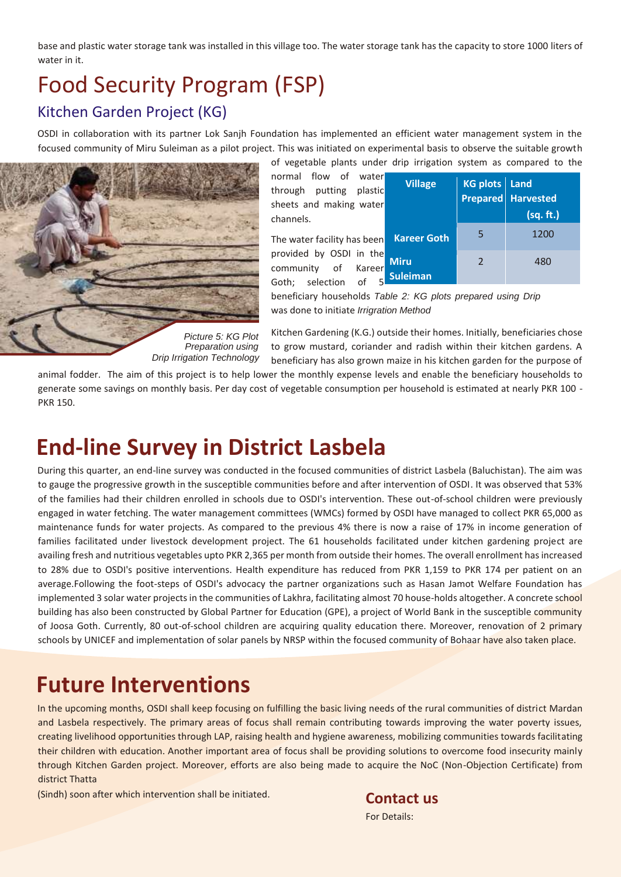base and plastic water storage tank was installed in this village too. The water storage tank has the capacity to store 1000 liters of water in it.

# Food Security Program (FSP)

## Kitchen Garden Project (KG)

OSDI in collaboration with its partner Lok Sanjh Foundation has implemented an efficient water management system in the focused community of Miru Suleiman as a pilot project. This was initiated on experimental basis to observe the suitable growth of vegetable plants under drip irrigation system as compared to the normal flow of water through putting plastic sheets and making water channels.

The water facility has been provided by OSDI in the community of Kareer Goth; selection of 5 beneficiary households was done to initiate Kitchen Gardening (K.G.) outside their homes. Initially, beneficiaries chose to grow mustard, coriander and radish within their kitchen gardens. A beneficiary has also grown maize in his kitchen garden for the purpose of animal fodder. The aim of this project is to help lower the monthly expense levels and enable the beneficiary households to generate some savings on monthly basis. Per day cost of vegetable consumption per household is estimated at nearly PKR 100 - PKR 150.

| Village | KG plots Prepared | Land Harvested (sq. ft.) |
|---|---|---|
| Kareer Goth | 5 | 1200 |
| Miru Suleiman | 2 | 480 |

*Table 2: KG plots prepared using Drip Irrigation Method*

*Picture 5: KG Plot Preparation using Drip Irrigation Technology*

# End-line Survey in District Lasbela

During this quarter, an end-line survey was conducted in the focused communities of district Lasbela (Baluchistan). The aim was to gauge the progressive growth in the susceptible communities before and after intervention of OSDI. It was observed that 53% of the families had their children enrolled in schools due to OSDI's intervention. These out-of-school children were previously engaged in water fetching. The water management committees (WMCs) formed by OSDI have managed to collect PKR 65,000 as maintenance funds for water projects. As compared to the previous 4% there is now a raise of 17% in income generation of families facilitated under livestock development project. The 61 households facilitated under kitchen gardening project are availing fresh and nutritious vegetables upto PKR 2,365 per month from outside their homes. The overall enrollment has increased to 28% due to OSDI's positive interventions. Health expenditure has reduced from PKR 1,159 to PKR 174 per patient on an average.Following the foot-steps of OSDI's advocacy the partner organizations such as Hasan Jamot Welfare Foundation has implemented 3 solar water projects in the communities of Lakhra, facilitating almost 70 house-holds altogether. A concrete school building has also been constructed by Global Partner for Education (GPE), a project of World Bank in the susceptible community of Joosa Goth. Currently, 80 out-of-school children are acquiring quality education there. Moreover, renovation of 2 primary schools by UNICEF and implementation of solar panels by NRSP within the focused community of Bohaar have also taken place.

# Future Interventions

In the upcoming months, OSDI shall keep focusing on fulfilling the basic living needs of the rural communities of district Mardan and Lasbela respectively. The primary areas of focus shall remain contributing towards improving the water poverty issues, creating livelihood opportunities through LAP, raising health and hygiene awareness, mobilizing communities towards facilitating their children with education. Another important area of focus shall be providing solutions to overcome food insecurity mainly through Kitchen Garden project. Moreover, efforts are also being made to acquire the NoC (Non-Objection Certificate) from district Thatta (Sindh) soon after which intervention shall be initiated.

## Contact us

For Details: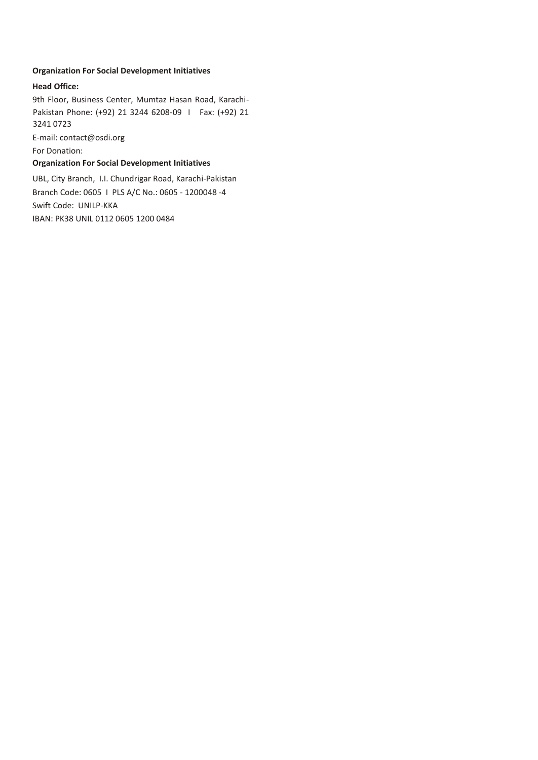**Organization For Social Development Initiatives**

**Head Office:**

9th Floor, Business Center, Mumtaz Hasan Road, Karachi-Pakistan Phone: (+92) 21 3244 6208-09 I Fax: (+92) 21 3241 0723

E-mail: contact@osdi.org

For Donation:

**Organization For Social Development Initiatives**

UBL, City Branch, I.I. Chundrigar Road, Karachi-Pakistan

Branch Code: 0605 I PLS A/C No.: 0605 - 1200048 -4

Swift Code: UNILP-KKA

IBAN: PK38 UNIL 0112 0605 1200 0484